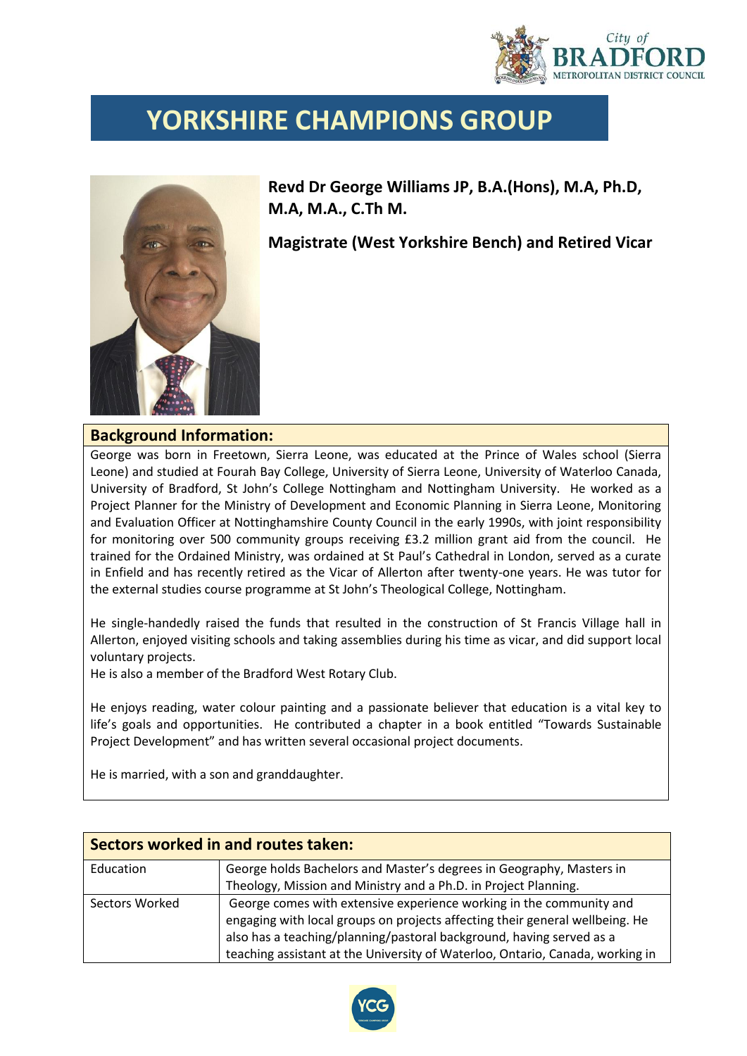# YORKSHIRE CHAMPIONS GROUP

**Revd Dr George Williams JP, B.A.(Hons), M.A, Ph.D, M.A, M.A., C.Th M.**

**Magistrate (West Yorkshire Bench) and Retired Vicar**

## Background Information:

George was born in Freetown, Sierra Leone, was educated at the Prince of Wales school (Sierra Leone) and studied at Fourah Bay College, University of Sierra Leone, University of Waterloo Canada, University of Bradford, St John's College Nottingham and Nottingham University. He worked as a Project Planner for the Ministry of Development and Economic Planning in Sierra Leone, Monitoring and Evaluation Officer at Nottinghamshire County Council in the early 1990s, with joint responsibility for monitoring over 500 community groups receiving £3.2 million grant aid from the council. He trained for the Ordained Ministry, was ordained at St Paul's Cathedral in London, served as a curate in Enfield and has recently retired as the Vicar of Allerton after twenty-one years. He was tutor for the external studies course programme at St John's Theological College, Nottingham.

He single-handedly raised the funds that resulted in the construction of St Francis Village hall in Allerton, enjoyed visiting schools and taking assemblies during his time as vicar, and did support local voluntary projects.
He is also a member of the Bradford West Rotary Club.

He enjoys reading, water colour painting and a passionate believer that education is a vital key to life's goals and opportunities. He contributed a chapter in a book entitled "Towards Sustainable Project Development" and has written several occasional project documents.

He is married, with a son and granddaughter.

## Sectors worked in and routes taken:

| | |
|---|---|
| Education | George holds Bachelors and Master's degrees in Geography, Masters in Theology, Mission and Ministry and a Ph.D. in Project Planning. |
| Sectors Worked | George comes with extensive experience working in the community and engaging with local groups on projects affecting their general wellbeing. He also has a teaching/planning/pastoral background, having served as a teaching assistant at the University of Waterloo, Ontario, Canada, working in |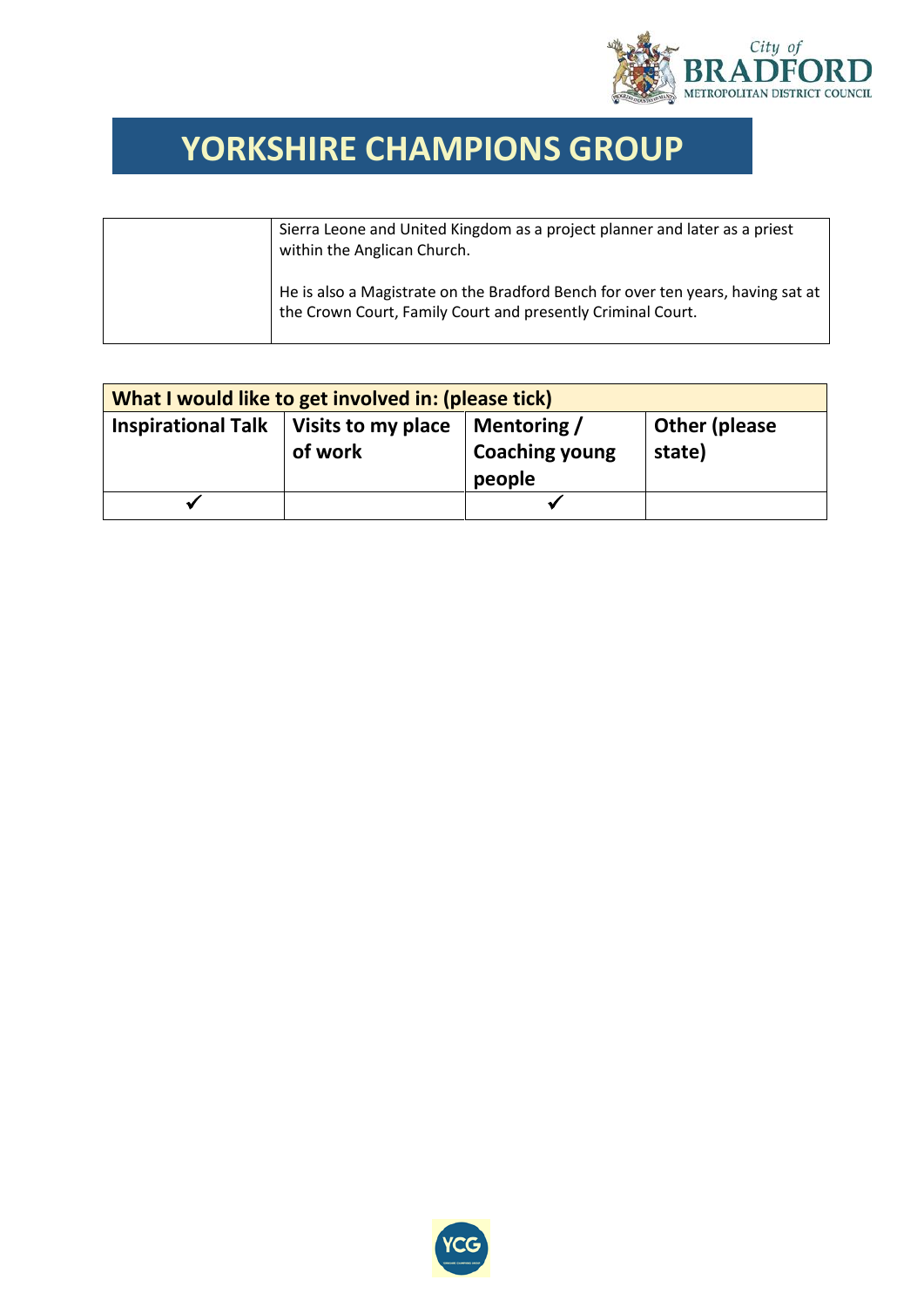# YORKSHIRE CHAMPIONS GROUP

| | |
|---|---|
| | Sierra Leone and United Kingdom as a project planner and later as a priest within the Anglican Church.<br><br>He is also a Magistrate on the Bradford Bench for over ten years, having sat at the Crown Court, Family Court and presently Criminal Court. |

| What I would like to get involved in: (please tick) | | | |
|---|---|---|---|
| **Inspirational Talk** | **Visits to my place of work** | **Mentoring / Coaching young people** | **Other (please state)** |
| ✓ | | ✓ | |